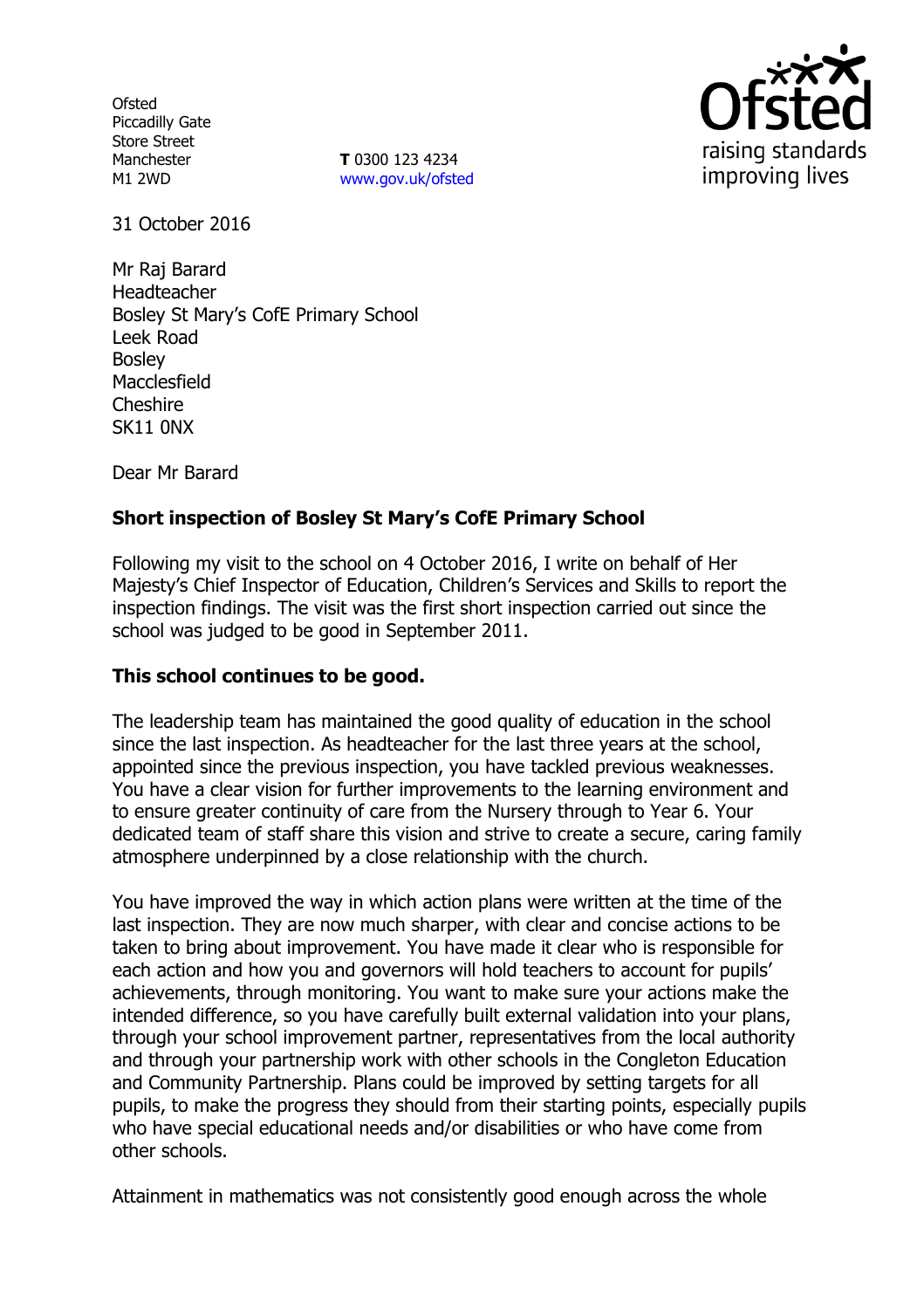Ofsted
Piccadilly Gate
Store Street
Manchester
M1 2WD

**T** 0300 123 4234
www.gov.uk/ofsted

31 October 2016

Mr Raj Barard
Headteacher
Bosley St Mary's CofE Primary School
Leek Road
Bosley
Macclesfield
Cheshire
SK11 0NX

Dear Mr Barard

**Short inspection of Bosley St Mary's CofE Primary School**

Following my visit to the school on 4 October 2016, I write on behalf of Her Majesty's Chief Inspector of Education, Children's Services and Skills to report the inspection findings. The visit was the first short inspection carried out since the school was judged to be good in September 2011.

**This school continues to be good.**

The leadership team has maintained the good quality of education in the school since the last inspection. As headteacher for the last three years at the school, appointed since the previous inspection, you have tackled previous weaknesses. You have a clear vision for further improvements to the learning environment and to ensure greater continuity of care from the Nursery through to Year 6. Your dedicated team of staff share this vision and strive to create a secure, caring family atmosphere underpinned by a close relationship with the church.

You have improved the way in which action plans were written at the time of the last inspection. They are now much sharper, with clear and concise actions to be taken to bring about improvement. You have made it clear who is responsible for each action and how you and governors will hold teachers to account for pupils' achievements, through monitoring. You want to make sure your actions make the intended difference, so you have carefully built external validation into your plans, through your school improvement partner, representatives from the local authority and through your partnership work with other schools in the Congleton Education and Community Partnership. Plans could be improved by setting targets for all pupils, to make the progress they should from their starting points, especially pupils who have special educational needs and/or disabilities or who have come from other schools.

Attainment in mathematics was not consistently good enough across the whole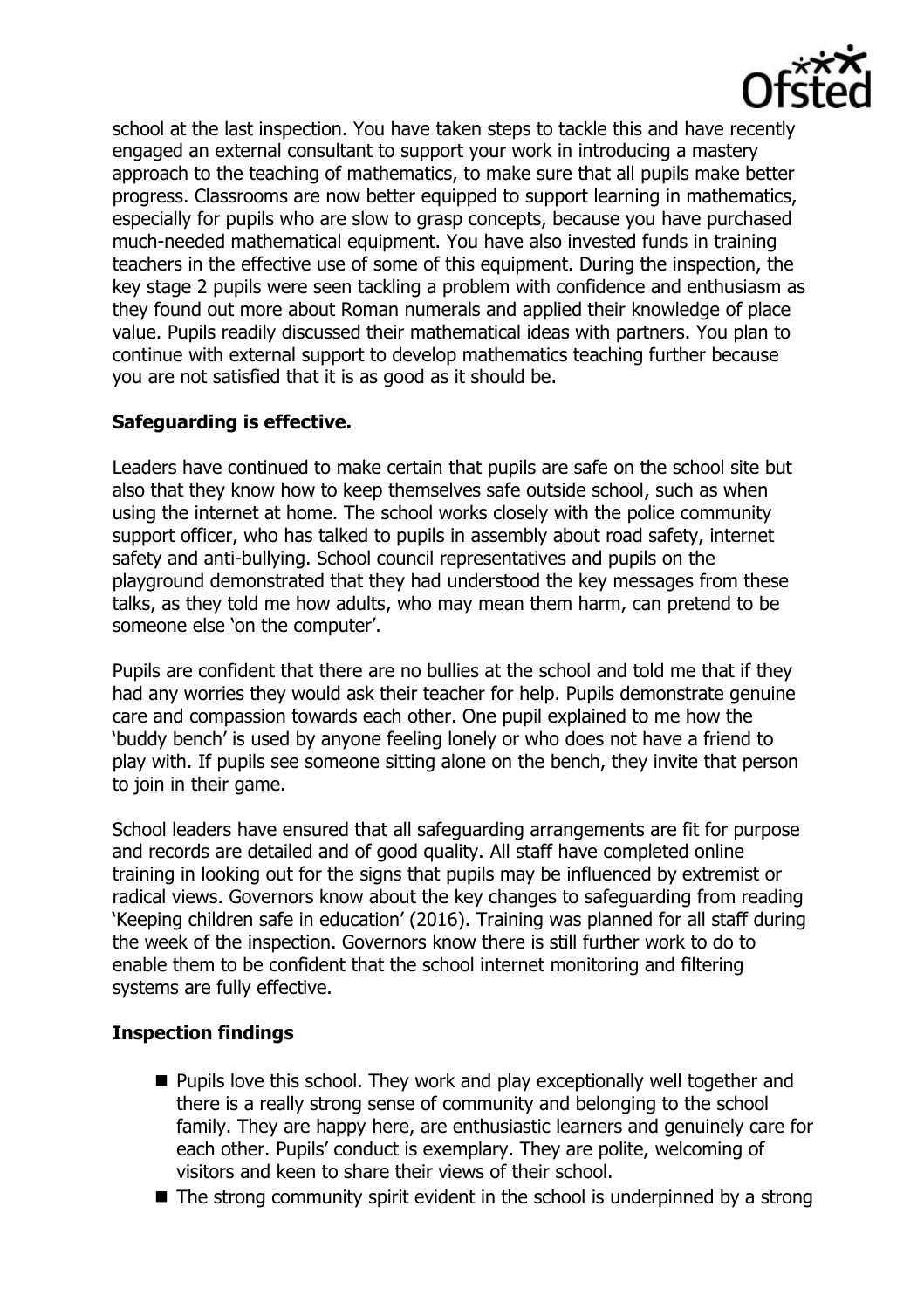school at the last inspection. You have taken steps to tackle this and have recently engaged an external consultant to support your work in introducing a mastery approach to the teaching of mathematics, to make sure that all pupils make better progress. Classrooms are now better equipped to support learning in mathematics, especially for pupils who are slow to grasp concepts, because you have purchased much-needed mathematical equipment. You have also invested funds in training teachers in the effective use of some of this equipment. During the inspection, the key stage 2 pupils were seen tackling a problem with confidence and enthusiasm as they found out more about Roman numerals and applied their knowledge of place value. Pupils readily discussed their mathematical ideas with partners. You plan to continue with external support to develop mathematics teaching further because you are not satisfied that it is as good as it should be.

**Safeguarding is effective.**

Leaders have continued to make certain that pupils are safe on the school site but also that they know how to keep themselves safe outside school, such as when using the internet at home. The school works closely with the police community support officer, who has talked to pupils in assembly about road safety, internet safety and anti-bullying. School council representatives and pupils on the playground demonstrated that they had understood the key messages from these talks, as they told me how adults, who may mean them harm, can pretend to be someone else 'on the computer'.

Pupils are confident that there are no bullies at the school and told me that if they had any worries they would ask their teacher for help. Pupils demonstrate genuine care and compassion towards each other. One pupil explained to me how the 'buddy bench' is used by anyone feeling lonely or who does not have a friend to play with. If pupils see someone sitting alone on the bench, they invite that person to join in their game.

School leaders have ensured that all safeguarding arrangements are fit for purpose and records are detailed and of good quality. All staff have completed online training in looking out for the signs that pupils may be influenced by extremist or radical views. Governors know about the key changes to safeguarding from reading 'Keeping children safe in education' (2016). Training was planned for all staff during the week of the inspection. Governors know there is still further work to do to enable them to be confident that the school internet monitoring and filtering systems are fully effective.

**Inspection findings**

- Pupils love this school. They work and play exceptionally well together and there is a really strong sense of community and belonging to the school family. They are happy here, are enthusiastic learners and genuinely care for each other. Pupils' conduct is exemplary. They are polite, welcoming of visitors and keen to share their views of their school.
- The strong community spirit evident in the school is underpinned by a strong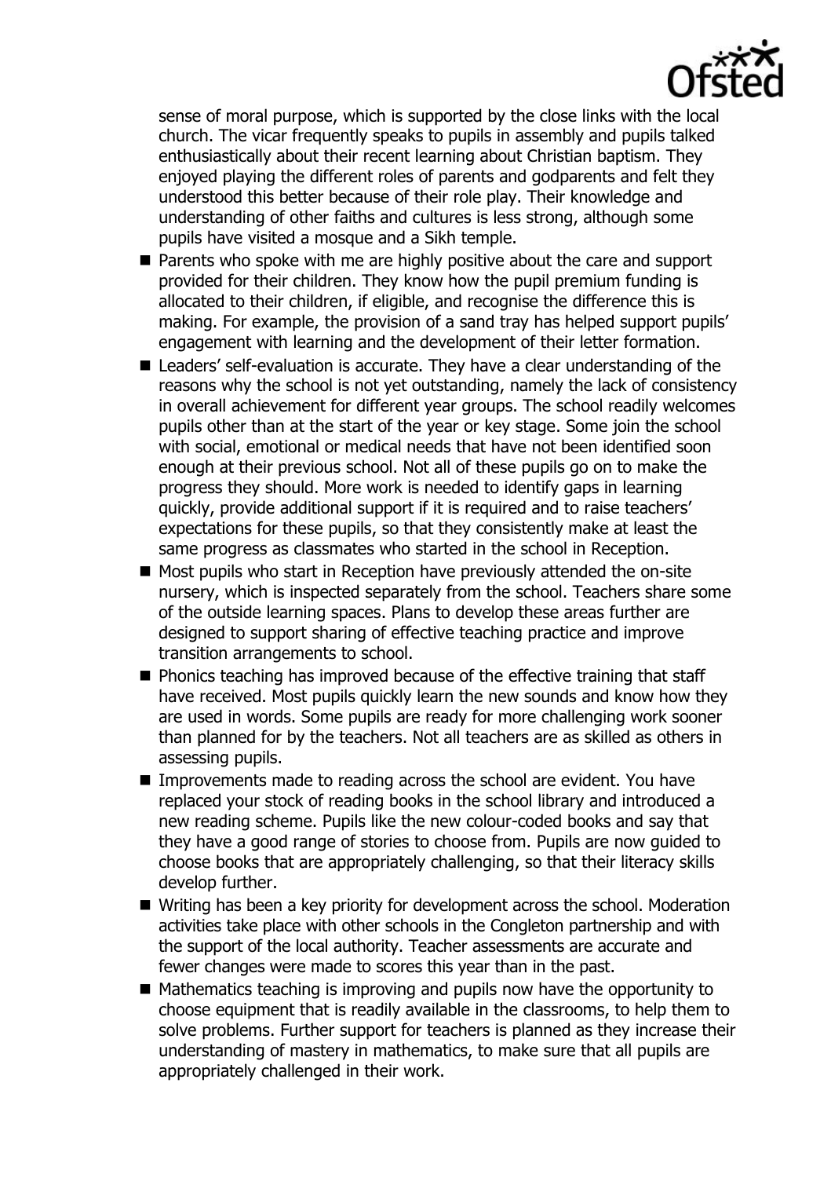sense of moral purpose, which is supported by the close links with the local church. The vicar frequently speaks to pupils in assembly and pupils talked enthusiastically about their recent learning about Christian baptism. They enjoyed playing the different roles of parents and godparents and felt they understood this better because of their role play. Their knowledge and understanding of other faiths and cultures is less strong, although some pupils have visited a mosque and a Sikh temple.

- Parents who spoke with me are highly positive about the care and support provided for their children. They know how the pupil premium funding is allocated to their children, if eligible, and recognise the difference this is making. For example, the provision of a sand tray has helped support pupils' engagement with learning and the development of their letter formation.
- Leaders' self-evaluation is accurate. They have a clear understanding of the reasons why the school is not yet outstanding, namely the lack of consistency in overall achievement for different year groups. The school readily welcomes pupils other than at the start of the year or key stage. Some join the school with social, emotional or medical needs that have not been identified soon enough at their previous school. Not all of these pupils go on to make the progress they should. More work is needed to identify gaps in learning quickly, provide additional support if it is required and to raise teachers' expectations for these pupils, so that they consistently make at least the same progress as classmates who started in the school in Reception.
- Most pupils who start in Reception have previously attended the on-site nursery, which is inspected separately from the school. Teachers share some of the outside learning spaces. Plans to develop these areas further are designed to support sharing of effective teaching practice and improve transition arrangements to school.
- Phonics teaching has improved because of the effective training that staff have received. Most pupils quickly learn the new sounds and know how they are used in words. Some pupils are ready for more challenging work sooner than planned for by the teachers. Not all teachers are as skilled as others in assessing pupils.
- Improvements made to reading across the school are evident. You have replaced your stock of reading books in the school library and introduced a new reading scheme. Pupils like the new colour-coded books and say that they have a good range of stories to choose from. Pupils are now guided to choose books that are appropriately challenging, so that their literacy skills develop further.
- Writing has been a key priority for development across the school. Moderation activities take place with other schools in the Congleton partnership and with the support of the local authority. Teacher assessments are accurate and fewer changes were made to scores this year than in the past.
- Mathematics teaching is improving and pupils now have the opportunity to choose equipment that is readily available in the classrooms, to help them to solve problems. Further support for teachers is planned as they increase their understanding of mastery in mathematics, to make sure that all pupils are appropriately challenged in their work.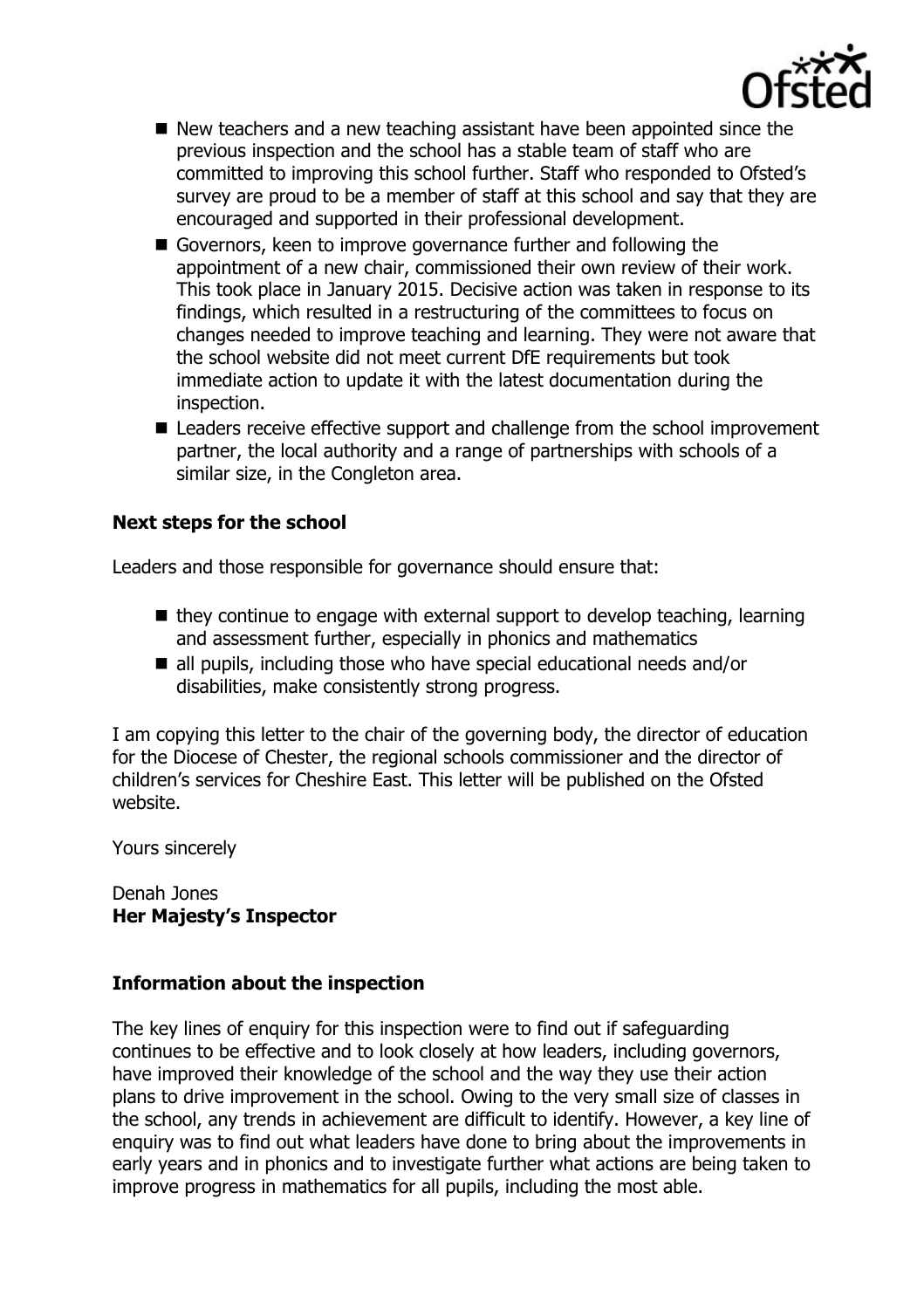- New teachers and a new teaching assistant have been appointed since the previous inspection and the school has a stable team of staff who are committed to improving this school further. Staff who responded to Ofsted's survey are proud to be a member of staff at this school and say that they are encouraged and supported in their professional development.
- Governors, keen to improve governance further and following the appointment of a new chair, commissioned their own review of their work. This took place in January 2015. Decisive action was taken in response to its findings, which resulted in a restructuring of the committees to focus on changes needed to improve teaching and learning. They were not aware that the school website did not meet current DfE requirements but took immediate action to update it with the latest documentation during the inspection.
- Leaders receive effective support and challenge from the school improvement partner, the local authority and a range of partnerships with schools of a similar size, in the Congleton area.

**Next steps for the school**

Leaders and those responsible for governance should ensure that:

- they continue to engage with external support to develop teaching, learning and assessment further, especially in phonics and mathematics
- all pupils, including those who have special educational needs and/or disabilities, make consistently strong progress.

I am copying this letter to the chair of the governing body, the director of education for the Diocese of Chester, the regional schools commissioner and the director of children's services for Cheshire East. This letter will be published on the Ofsted website.

Yours sincerely

Denah Jones
**Her Majesty's Inspector**

**Information about the inspection**

The key lines of enquiry for this inspection were to find out if safeguarding continues to be effective and to look closely at how leaders, including governors, have improved their knowledge of the school and the way they use their action plans to drive improvement in the school. Owing to the very small size of classes in the school, any trends in achievement are difficult to identify. However, a key line of enquiry was to find out what leaders have done to bring about the improvements in early years and in phonics and to investigate further what actions are being taken to improve progress in mathematics for all pupils, including the most able.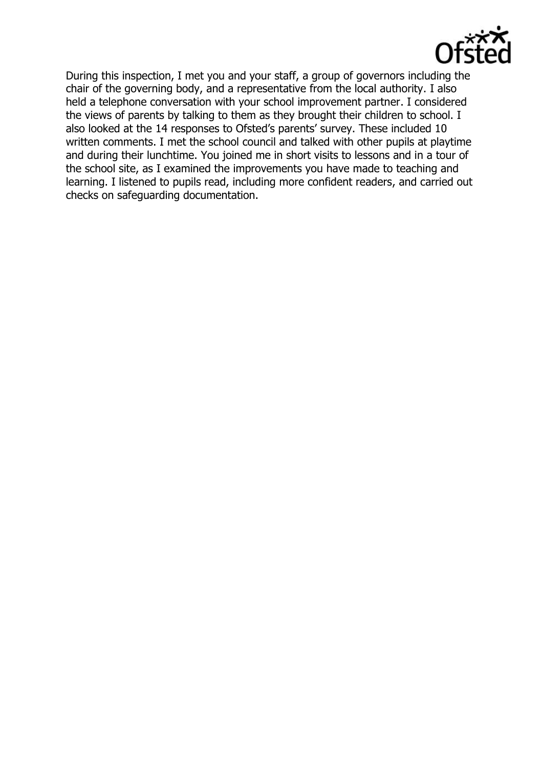During this inspection, I met you and your staff, a group of governors including the chair of the governing body, and a representative from the local authority. I also held a telephone conversation with your school improvement partner. I considered the views of parents by talking to them as they brought their children to school. I also looked at the 14 responses to Ofsted's parents' survey. These included 10 written comments. I met the school council and talked with other pupils at playtime and during their lunchtime. You joined me in short visits to lessons and in a tour of the school site, as I examined the improvements you have made to teaching and learning. I listened to pupils read, including more confident readers, and carried out checks on safeguarding documentation.